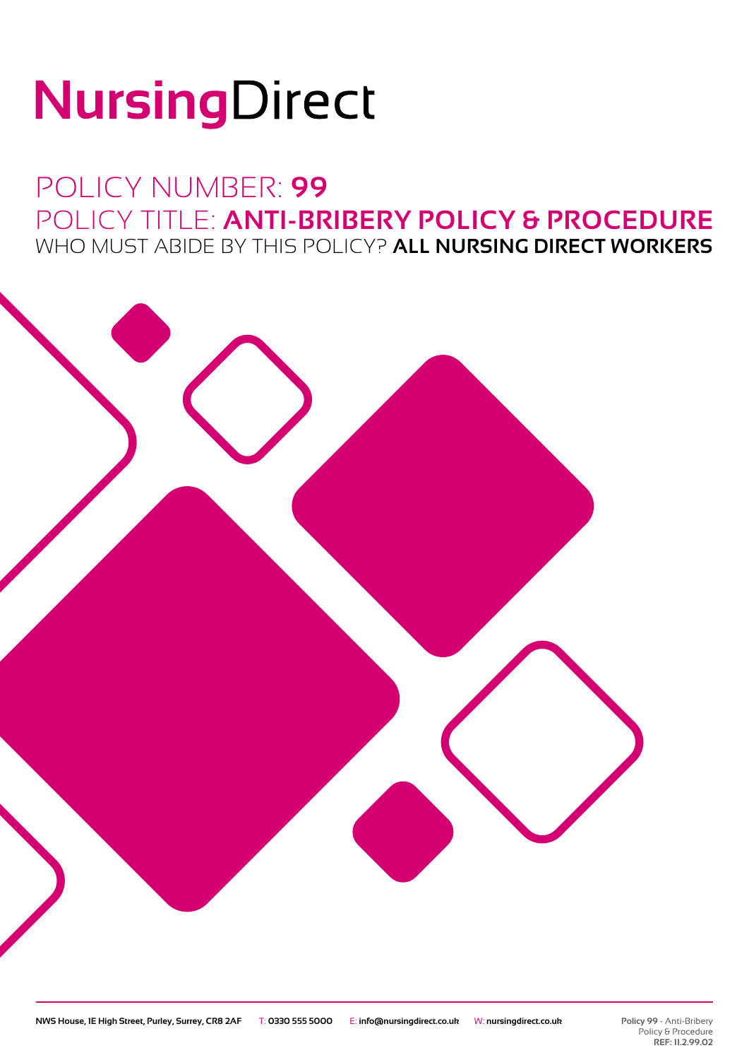# NursingDirect

## POLICY NUMBER: **99**

## POLICY TITLE: **ANTI-BRIBERY POLICY & PROCEDURE**

WHO MUST ABIDE BY THIS POLICY? **ALL NURSING DIRECT WORKERS**

**NWS House, 1E High Street, Purley, Surrey, CR8 2AF** T: **0330 555 5000** E: **info@nursingdirect.co.uk** W: **nursingdirect.co.uk**

**Policy 99** - Anti-Bribery Policy & Procedure
**REF: 11.2.99.02**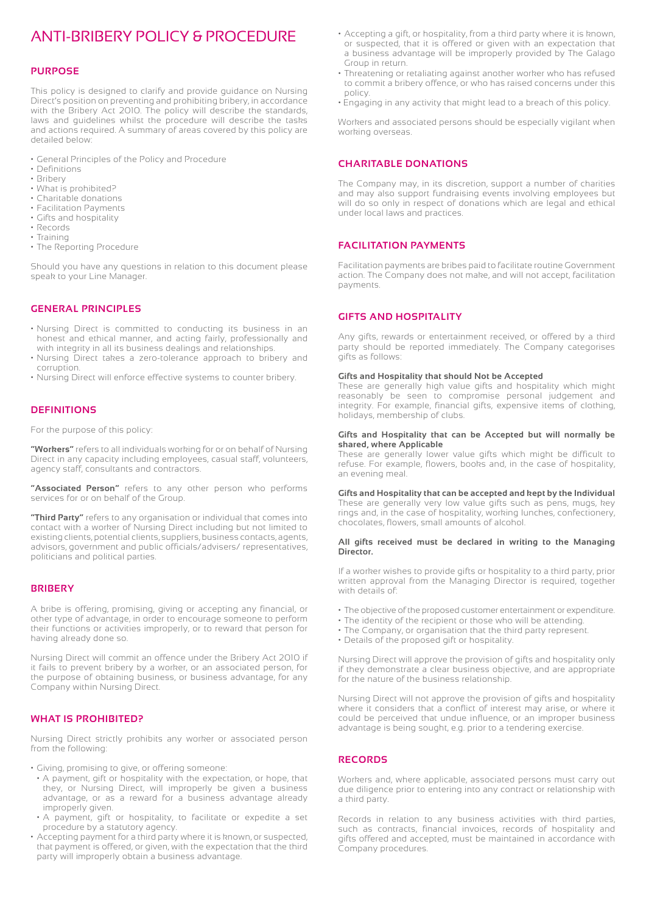# ANTI-BRIBERY POLICY & PROCEDURE

## PURPOSE

This policy is designed to clarify and provide guidance on Nursing Direct's position on preventing and prohibiting bribery, in accordance with the Bribery Act 2010. The policy will describe the standards, laws and guidelines whilst the procedure will describe the tasks and actions required. A summary of areas covered by this policy are detailed below:

- General Principles of the Policy and Procedure
- Definitions
- Bribery
- What is prohibited?
- Charitable donations
- Facilitation Payments
- Gifts and hospitality
- Records
- Training
- The Reporting Procedure

Should you have any questions in relation to this document please speak to your Line Manager.

## GENERAL PRINCIPLES

- Nursing Direct is committed to conducting its business in an honest and ethical manner, and acting fairly, professionally and with integrity in all its business dealings and relationships.
- Nursing Direct takes a zero-tolerance approach to bribery and corruption.
- Nursing Direct will enforce effective systems to counter bribery.

## DEFINITIONS

For the purpose of this policy:

**"Workers"** refers to all individuals working for or on behalf of Nursing Direct in any capacity including employees, casual staff, volunteers, agency staff, consultants and contractors.

**"Associated Person"** refers to any other person who performs services for or on behalf of the Group.

**"Third Party"** refers to any organisation or individual that comes into contact with a worker of Nursing Direct including but not limited to existing clients, potential clients, suppliers, business contacts, agents, advisors, government and public officials/advisers/ representatives, politicians and political parties.

## BRIBERY

A bribe is offering, promising, giving or accepting any financial, or other type of advantage, in order to encourage someone to perform their functions or activities improperly, or to reward that person for having already done so.

Nursing Direct will commit an offence under the Bribery Act 2010 if it fails to prevent bribery by a worker, or an associated person, for the purpose of obtaining business, or business advantage, for any Company within Nursing Direct.

## WHAT IS PROHIBITED?

Nursing Direct strictly prohibits any worker or associated person from the following:

- Giving, promising to give, or offering someone:
  - A payment, gift or hospitality with the expectation, or hope, that they, or Nursing Direct, will improperly be given a business advantage, or as a reward for a business advantage already improperly given.
  - A payment, gift or hospitality, to facilitate or expedite a set procedure by a statutory agency.
- Accepting payment for a third party where it is known, or suspected, that payment is offered, or given, with the expectation that the third party will improperly obtain a business advantage.
- Accepting a gift, or hospitality, from a third party where it is known, or suspected, that it is offered or given with an expectation that a business advantage will be improperly provided by The Galago Group in return.
- Threatening or retaliating against another worker who has refused to commit a bribery offence, or who has raised concerns under this policy.
- Engaging in any activity that might lead to a breach of this policy.

Workers and associated persons should be especially vigilant when working overseas.

## CHARITABLE DONATIONS

The Company may, in its discretion, support a number of charities and may also support fundraising events involving employees but will do so only in respect of donations which are legal and ethical under local laws and practices.

## FACILITATION PAYMENTS

Facilitation payments are bribes paid to facilitate routine Government action. The Company does not make, and will not accept, facilitation payments.

## GIFTS AND HOSPITALITY

Any gifts, rewards or entertainment received, or offered by a third party should be reported immediately. The Company categorises gifts as follows:

**Gifts and Hospitality that should Not be Accepted**
These are generally high value gifts and hospitality which might reasonably be seen to compromise personal judgement and integrity. For example, financial gifts, expensive items of clothing, holidays, membership of clubs.

**Gifts and Hospitality that can be Accepted but will normally be shared, where Applicable**
These are generally lower value gifts which might be difficult to refuse. For example, flowers, books and, in the case of hospitality, an evening meal.

**Gifts and Hospitality that can be accepted and kept by the Individual**
These are generally very low value gifts such as pens, mugs, key rings and, in the case of hospitality, working lunches, confectionery, chocolates, flowers, small amounts of alcohol.

**All gifts received must be declared in writing to the Managing Director.**

If a worker wishes to provide gifts or hospitality to a third party, prior written approval from the Managing Director is required, together with details of:

- The objective of the proposed customer entertainment or expenditure.
- The identity of the recipient or those who will be attending.
- The Company, or organisation that the third party represent.
- Details of the proposed gift or hospitality.

Nursing Direct will approve the provision of gifts and hospitality only if they demonstrate a clear business objective, and are appropriate for the nature of the business relationship.

Nursing Direct will not approve the provision of gifts and hospitality where it considers that a conflict of interest may arise, or where it could be perceived that undue influence, or an improper business advantage is being sought, e.g. prior to a tendering exercise.

## RECORDS

Workers and, where applicable, associated persons must carry out due diligence prior to entering into any contract or relationship with a third party.

Records in relation to any business activities with third parties, such as contracts, financial invoices, records of hospitality and gifts offered and accepted, must be maintained in accordance with Company procedures.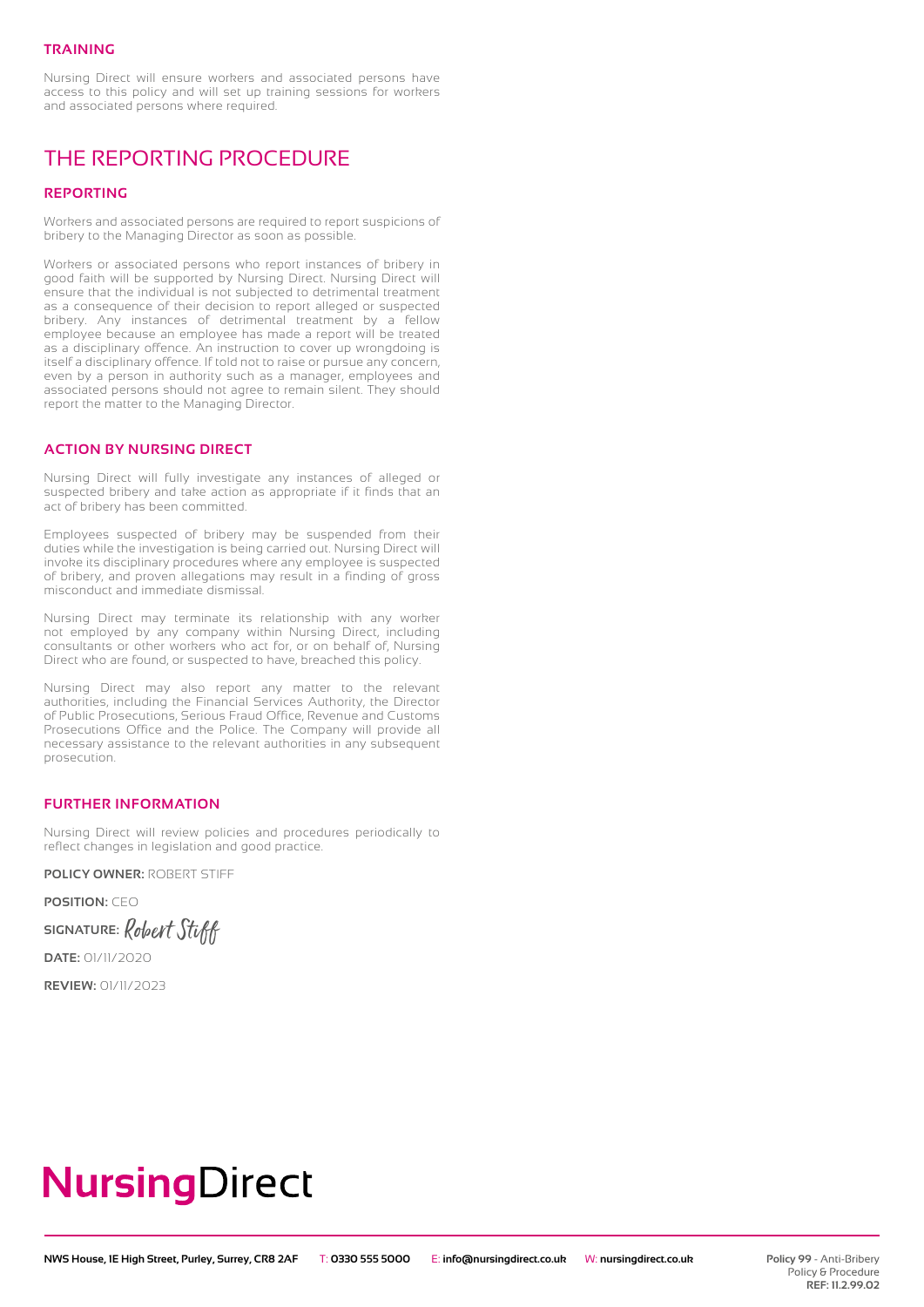### TRAINING

Nursing Direct will ensure workers and associated persons have access to this policy and will set up training sessions for workers and associated persons where required.

## THE REPORTING PROCEDURE

### REPORTING

Workers and associated persons are required to report suspicions of bribery to the Managing Director as soon as possible.

Workers or associated persons who report instances of bribery in good faith will be supported by Nursing Direct. Nursing Direct will ensure that the individual is not subjected to detrimental treatment as a consequence of their decision to report alleged or suspected bribery. Any instances of detrimental treatment by a fellow employee because an employee has made a report will be treated as a disciplinary offence. An instruction to cover up wrongdoing is itself a disciplinary offence. If told not to raise or pursue any concern, even by a person in authority such as a manager, employees and associated persons should not agree to remain silent. They should report the matter to the Managing Director.

### ACTION BY NURSING DIRECT

Nursing Direct will fully investigate any instances of alleged or suspected bribery and take action as appropriate if it finds that an act of bribery has been committed.

Employees suspected of bribery may be suspended from their duties while the investigation is being carried out. Nursing Direct will invoke its disciplinary procedures where any employee is suspected of bribery, and proven allegations may result in a finding of gross misconduct and immediate dismissal.

Nursing Direct may terminate its relationship with any worker not employed by any company within Nursing Direct, including consultants or other workers who act for, or on behalf of, Nursing Direct who are found, or suspected to have, breached this policy.

Nursing Direct may also report any matter to the relevant authorities, including the Financial Services Authority, the Director of Public Prosecutions, Serious Fraud Office, Revenue and Customs Prosecutions Office and the Police. The Company will provide all necessary assistance to the relevant authorities in any subsequent prosecution.

### FURTHER INFORMATION

Nursing Direct will review policies and procedures periodically to reflect changes in legislation and good practice.

**POLICY OWNER:** ROBERT STIFF

**POSITION:** CEO

**SIGNATURE:** Robert Stiff

**DATE:** 01/11/2020

**REVIEW:** 01/11/2023

NursingDirect

NWS House, 1E High Street, Purley, Surrey, CR8 2AF T: 0330 555 5000 E: info@nursingdirect.co.uk W: nursingdirect.co.uk

Policy 99 - Anti-Bribery Policy & Procedure REF: 11.2.99.02